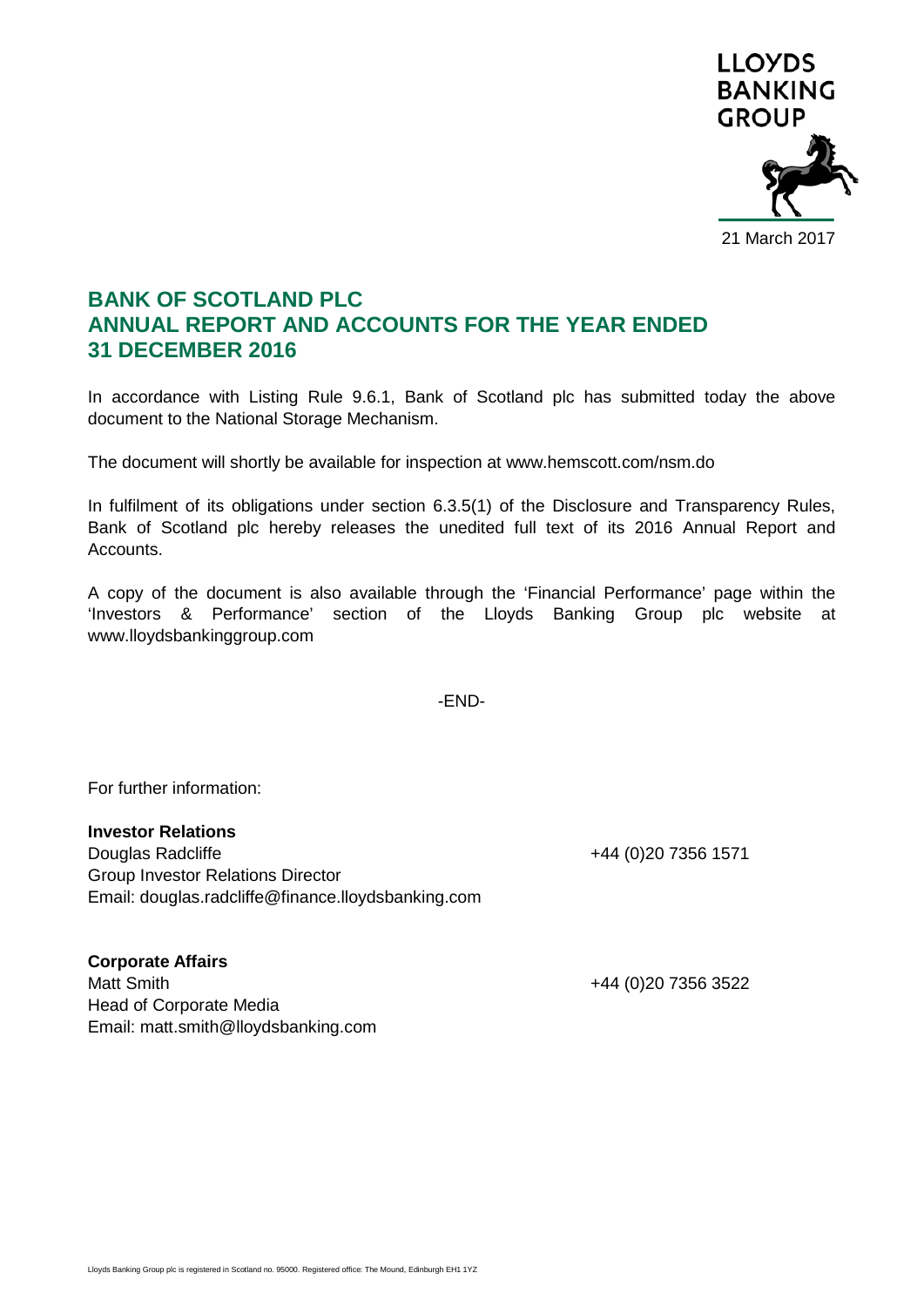LLOYDS BANKING GROUP

21 March 2017

# BANK OF SCOTLAND PLC
# ANNUAL REPORT AND ACCOUNTS FOR THE YEAR ENDED 31 DECEMBER 2016

In accordance with Listing Rule 9.6.1, Bank of Scotland plc has submitted today the above document to the National Storage Mechanism.

The document will shortly be available for inspection at www.hemscott.com/nsm.do

In fulfilment of its obligations under section 6.3.5(1) of the Disclosure and Transparency Rules, Bank of Scotland plc hereby releases the unedited full text of its 2016 Annual Report and Accounts.

A copy of the document is also available through the 'Financial Performance' page within the 'Investors & Performance' section of the Lloyds Banking Group plc website at www.lloydsbankinggroup.com

-END-

For further information:

**Investor Relations**
Douglas Radcliffe — +44 (0)20 7356 1571
Group Investor Relations Director
Email: douglas.radcliffe@finance.lloydsbanking.com

**Corporate Affairs**
Matt Smith — +44 (0)20 7356 3522
Head of Corporate Media
Email: matt.smith@lloydsbanking.com

Lloyds Banking Group plc is registered in Scotland no. 95000. Registered office: The Mound, Edinburgh EH1 1YZ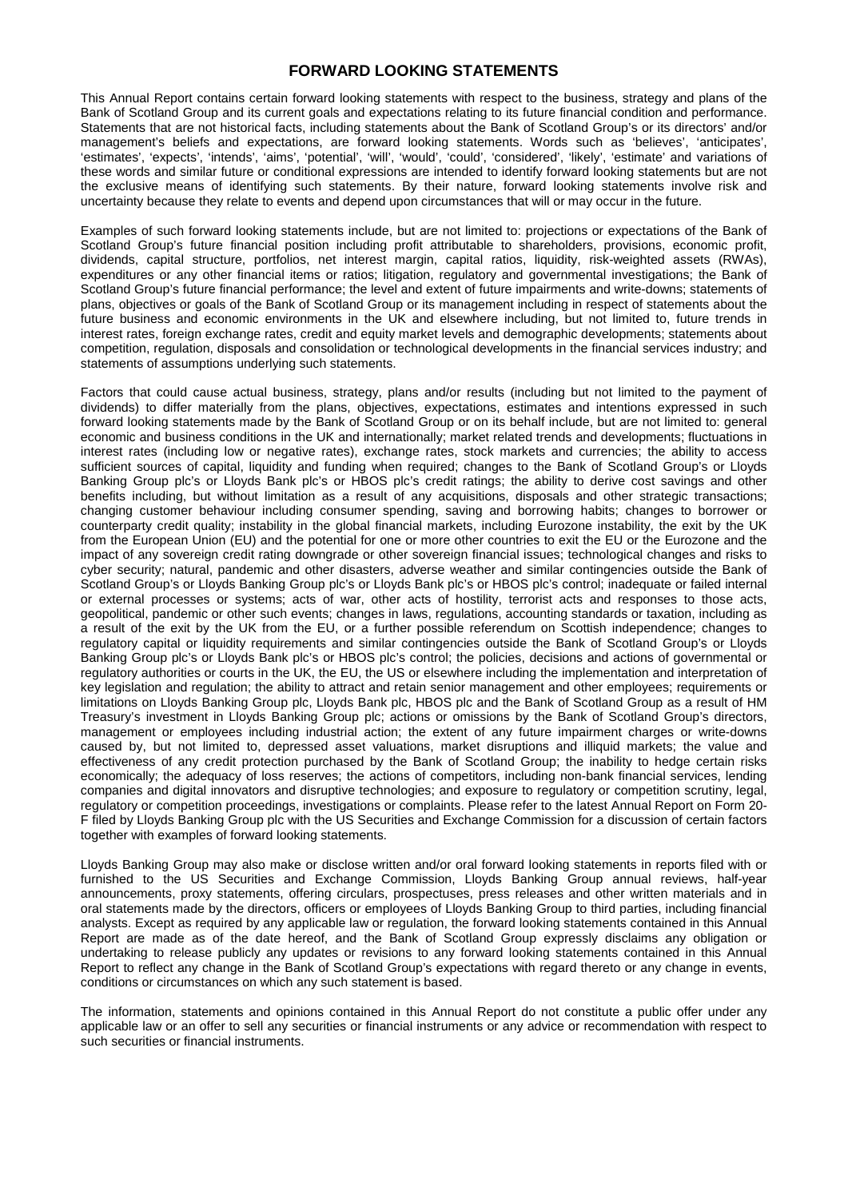# FORWARD LOOKING STATEMENTS

This Annual Report contains certain forward looking statements with respect to the business, strategy and plans of the Bank of Scotland Group and its current goals and expectations relating to its future financial condition and performance. Statements that are not historical facts, including statements about the Bank of Scotland Group's or its directors' and/or management's beliefs and expectations, are forward looking statements. Words such as 'believes', 'anticipates', 'estimates', 'expects', 'intends', 'aims', 'potential', 'will', 'would', 'could', 'considered', 'likely', 'estimate' and variations of these words and similar future or conditional expressions are intended to identify forward looking statements but are not the exclusive means of identifying such statements. By their nature, forward looking statements involve risk and uncertainty because they relate to events and depend upon circumstances that will or may occur in the future.

Examples of such forward looking statements include, but are not limited to: projections or expectations of the Bank of Scotland Group's future financial position including profit attributable to shareholders, provisions, economic profit, dividends, capital structure, portfolios, net interest margin, capital ratios, liquidity, risk-weighted assets (RWAs), expenditures or any other financial items or ratios; litigation, regulatory and governmental investigations; the Bank of Scotland Group's future financial performance; the level and extent of future impairments and write-downs; statements of plans, objectives or goals of the Bank of Scotland Group or its management including in respect of statements about the future business and economic environments in the UK and elsewhere including, but not limited to, future trends in interest rates, foreign exchange rates, credit and equity market levels and demographic developments; statements about competition, regulation, disposals and consolidation or technological developments in the financial services industry; and statements of assumptions underlying such statements.

Factors that could cause actual business, strategy, plans and/or results (including but not limited to the payment of dividends) to differ materially from the plans, objectives, expectations, estimates and intentions expressed in such forward looking statements made by the Bank of Scotland Group or on its behalf include, but are not limited to: general economic and business conditions in the UK and internationally; market related trends and developments; fluctuations in interest rates (including low or negative rates), exchange rates, stock markets and currencies; the ability to access sufficient sources of capital, liquidity and funding when required; changes to the Bank of Scotland Group's or Lloyds Banking Group plc's or Lloyds Bank plc's or HBOS plc's credit ratings; the ability to derive cost savings and other benefits including, but without limitation as a result of any acquisitions, disposals and other strategic transactions; changing customer behaviour including consumer spending, saving and borrowing habits; changes to borrower or counterparty credit quality; instability in the global financial markets, including Eurozone instability, the exit by the UK from the European Union (EU) and the potential for one or more other countries to exit the EU or the Eurozone and the impact of any sovereign credit rating downgrade or other sovereign financial issues; technological changes and risks to cyber security; natural, pandemic and other disasters, adverse weather and similar contingencies outside the Bank of Scotland Group's or Lloyds Banking Group plc's or Lloyds Bank plc's or HBOS plc's control; inadequate or failed internal or external processes or systems; acts of war, other acts of hostility, terrorist acts and responses to those acts, geopolitical, pandemic or other such events; changes in laws, regulations, accounting standards or taxation, including as a result of the exit by the UK from the EU, or a further possible referendum on Scottish independence; changes to regulatory capital or liquidity requirements and similar contingencies outside the Bank of Scotland Group's or Lloyds Banking Group plc's or Lloyds Bank plc's or HBOS plc's control; the policies, decisions and actions of governmental or regulatory authorities or courts in the UK, the EU, the US or elsewhere including the implementation and interpretation of key legislation and regulation; the ability to attract and retain senior management and other employees; requirements or limitations on Lloyds Banking Group plc, Lloyds Bank plc, HBOS plc and the Bank of Scotland Group as a result of HM Treasury's investment in Lloyds Banking Group plc; actions or omissions by the Bank of Scotland Group's directors, management or employees including industrial action; the extent of any future impairment charges or write-downs caused by, but not limited to, depressed asset valuations, market disruptions and illiquid markets; the value and effectiveness of any credit protection purchased by the Bank of Scotland Group; the inability to hedge certain risks economically; the adequacy of loss reserves; the actions of competitors, including non-bank financial services, lending companies and digital innovators and disruptive technologies; and exposure to regulatory or competition scrutiny, legal, regulatory or competition proceedings, investigations or complaints. Please refer to the latest Annual Report on Form 20-F filed by Lloyds Banking Group plc with the US Securities and Exchange Commission for a discussion of certain factors together with examples of forward looking statements.

Lloyds Banking Group may also make or disclose written and/or oral forward looking statements in reports filed with or furnished to the US Securities and Exchange Commission, Lloyds Banking Group annual reviews, half-year announcements, proxy statements, offering circulars, prospectuses, press releases and other written materials and in oral statements made by the directors, officers or employees of Lloyds Banking Group to third parties, including financial analysts. Except as required by any applicable law or regulation, the forward looking statements contained in this Annual Report are made as of the date hereof, and the Bank of Scotland Group expressly disclaims any obligation or undertaking to release publicly any updates or revisions to any forward looking statements contained in this Annual Report to reflect any change in the Bank of Scotland Group's expectations with regard thereto or any change in events, conditions or circumstances on which any such statement is based.

The information, statements and opinions contained in this Annual Report do not constitute a public offer under any applicable law or an offer to sell any securities or financial instruments or any advice or recommendation with respect to such securities or financial instruments.